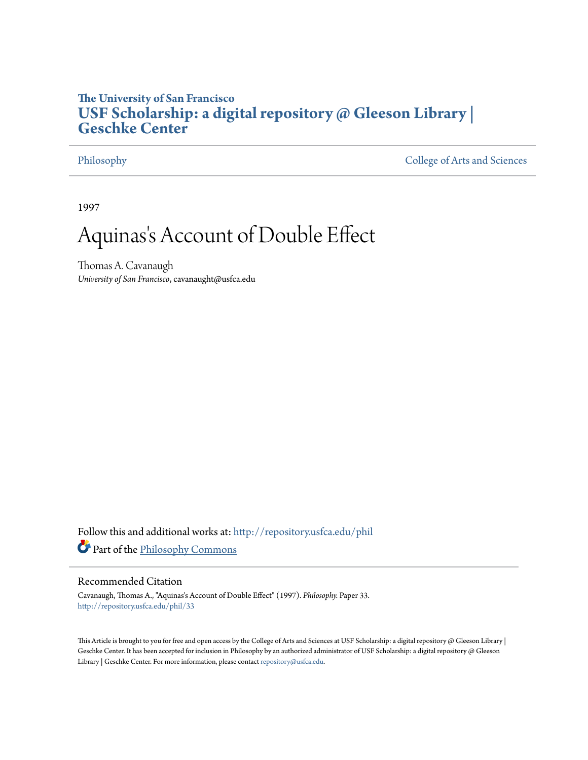# The University of San Francisco
# USF Scholarship: a digital repository @ Gleeson Library | Geschke Center

Philosophy | College of Arts and Sciences

1997

# Aquinas's Account of Double Effect

Thomas A. Cavanaugh
*University of San Francisco*, cavanaught@usfca.edu

Follow this and additional works at: http://repository.usfca.edu/phil

Part of the Philosophy Commons

## Recommended Citation

Cavanaugh, Thomas A., "Aquinas's Account of Double Effect" (1997). *Philosophy.* Paper 33.
http://repository.usfca.edu/phil/33

This Article is brought to you for free and open access by the College of Arts and Sciences at USF Scholarship: a digital repository @ Gleeson Library | Geschke Center. It has been accepted for inclusion in Philosophy by an authorized administrator of USF Scholarship: a digital repository @ Gleeson Library | Geschke Center. For more information, please contact repository@usfca.edu.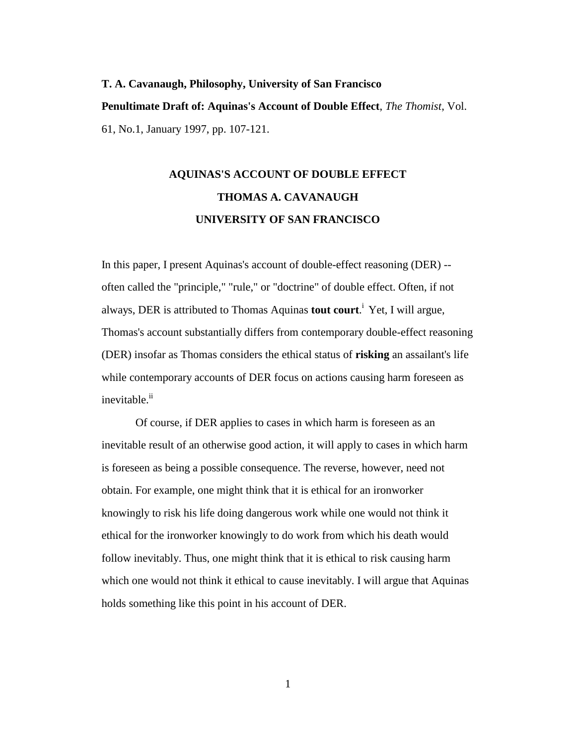**T. A. Cavanaugh, Philosophy, University of San Francisco**

**Penultimate Draft of: Aquinas's Account of Double Effect**, *The Thomist*, Vol. 61, No.1, January 1997, pp. 107-121.

# AQUINAS'S ACCOUNT OF DOUBLE EFFECT

## THOMAS A. CAVANAUGH

## UNIVERSITY OF SAN FRANCISCO

In this paper, I present Aquinas's account of double-effect reasoning (DER) -- often called the "principle," "rule," or "doctrine" of double effect. Often, if not always, DER is attributed to Thomas Aquinas **tout court**.[i] Yet, I will argue, Thomas's account substantially differs from contemporary double-effect reasoning (DER) insofar as Thomas considers the ethical status of **risking** an assailant's life while contemporary accounts of DER focus on actions causing harm foreseen as inevitable.[ii]

Of course, if DER applies to cases in which harm is foreseen as an inevitable result of an otherwise good action, it will apply to cases in which harm is foreseen as being a possible consequence. The reverse, however, need not obtain. For example, one might think that it is ethical for an ironworker knowingly to risk his life doing dangerous work while one would not think it ethical for the ironworker knowingly to do work from which his death would follow inevitably. Thus, one might think that it is ethical to risk causing harm which one would not think it ethical to cause inevitably. I will argue that Aquinas holds something like this point in his account of DER.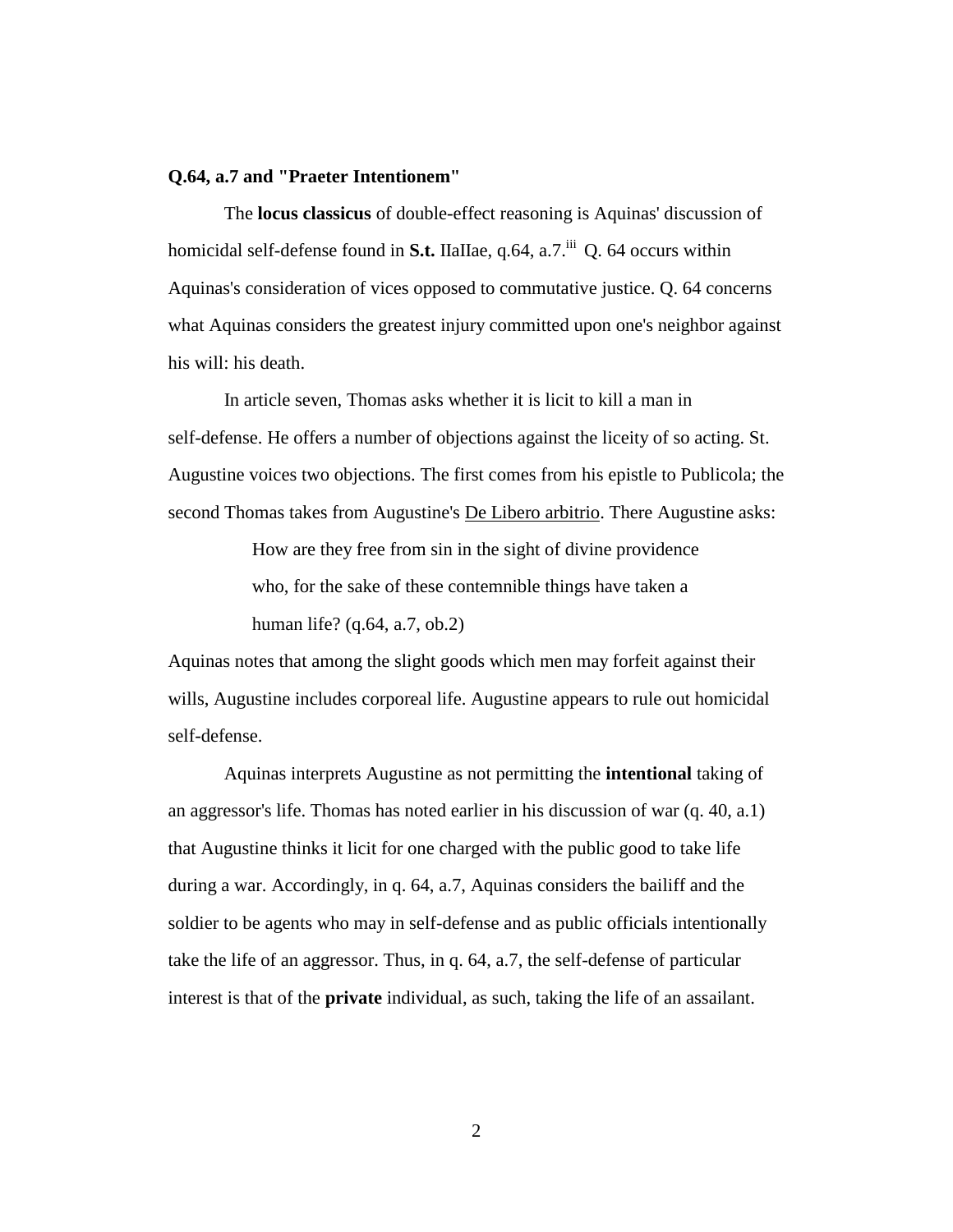**Q.64, a.7 and "Praeter Intentionem"**

The **locus classicus** of double-effect reasoning is Aquinas' discussion of homicidal self-defense found in **S.t.** IIaIIae, q.64, a.7.[iii] Q. 64 occurs within Aquinas's consideration of vices opposed to commutative justice. Q. 64 concerns what Aquinas considers the greatest injury committed upon one's neighbor against his will: his death.

In article seven, Thomas asks whether it is licit to kill a man in self-defense. He offers a number of objections against the liceity of so acting. St. Augustine voices two objections. The first comes from his epistle to Publicola; the second Thomas takes from Augustine's De Libero arbitrio. There Augustine asks:

> How are they free from sin in the sight of divine providence who, for the sake of these contemnible things have taken a human life? (q.64, a.7, ob.2)

Aquinas notes that among the slight goods which men may forfeit against their wills, Augustine includes corporeal life. Augustine appears to rule out homicidal self-defense.

Aquinas interprets Augustine as not permitting the **intentional** taking of an aggressor's life. Thomas has noted earlier in his discussion of war (q. 40, a.1) that Augustine thinks it licit for one charged with the public good to take life during a war. Accordingly, in q. 64, a.7, Aquinas considers the bailiff and the soldier to be agents who may in self-defense and as public officials intentionally take the life of an aggressor. Thus, in q. 64, a.7, the self-defense of particular interest is that of the **private** individual, as such, taking the life of an assailant.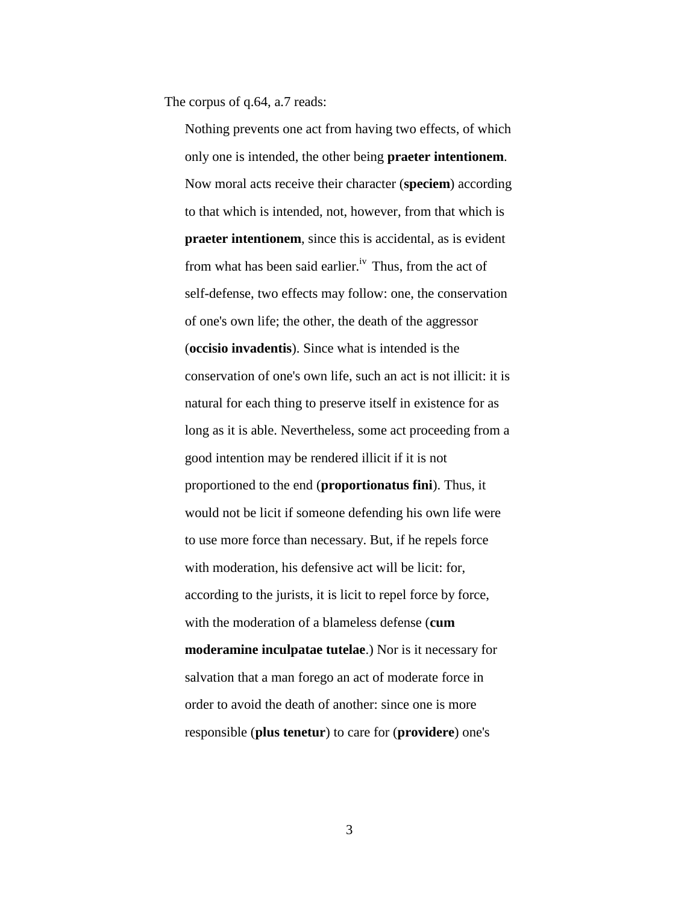The corpus of q.64, a.7 reads:

> Nothing prevents one act from having two effects, of which only one is intended, the other being **praeter intentionem**. Now moral acts receive their character (**speciem**) according to that which is intended, not, however, from that which is **praeter intentionem**, since this is accidental, as is evident from what has been said earlier.[iv] Thus, from the act of self-defense, two effects may follow: one, the conservation of one's own life; the other, the death of the aggressor (**occisio invadentis**). Since what is intended is the conservation of one's own life, such an act is not illicit: it is natural for each thing to preserve itself in existence for as long as it is able. Nevertheless, some act proceeding from a good intention may be rendered illicit if it is not proportioned to the end (**proportionatus fini**). Thus, it would not be licit if someone defending his own life were to use more force than necessary. But, if he repels force with moderation, his defensive act will be licit: for, according to the jurists, it is licit to repel force by force, with the moderation of a blameless defense (**cum moderamine inculpatae tutelae**.) Nor is it necessary for salvation that a man forego an act of moderate force in order to avoid the death of another: since one is more responsible (**plus tenetur**) to care for (**providere**) one's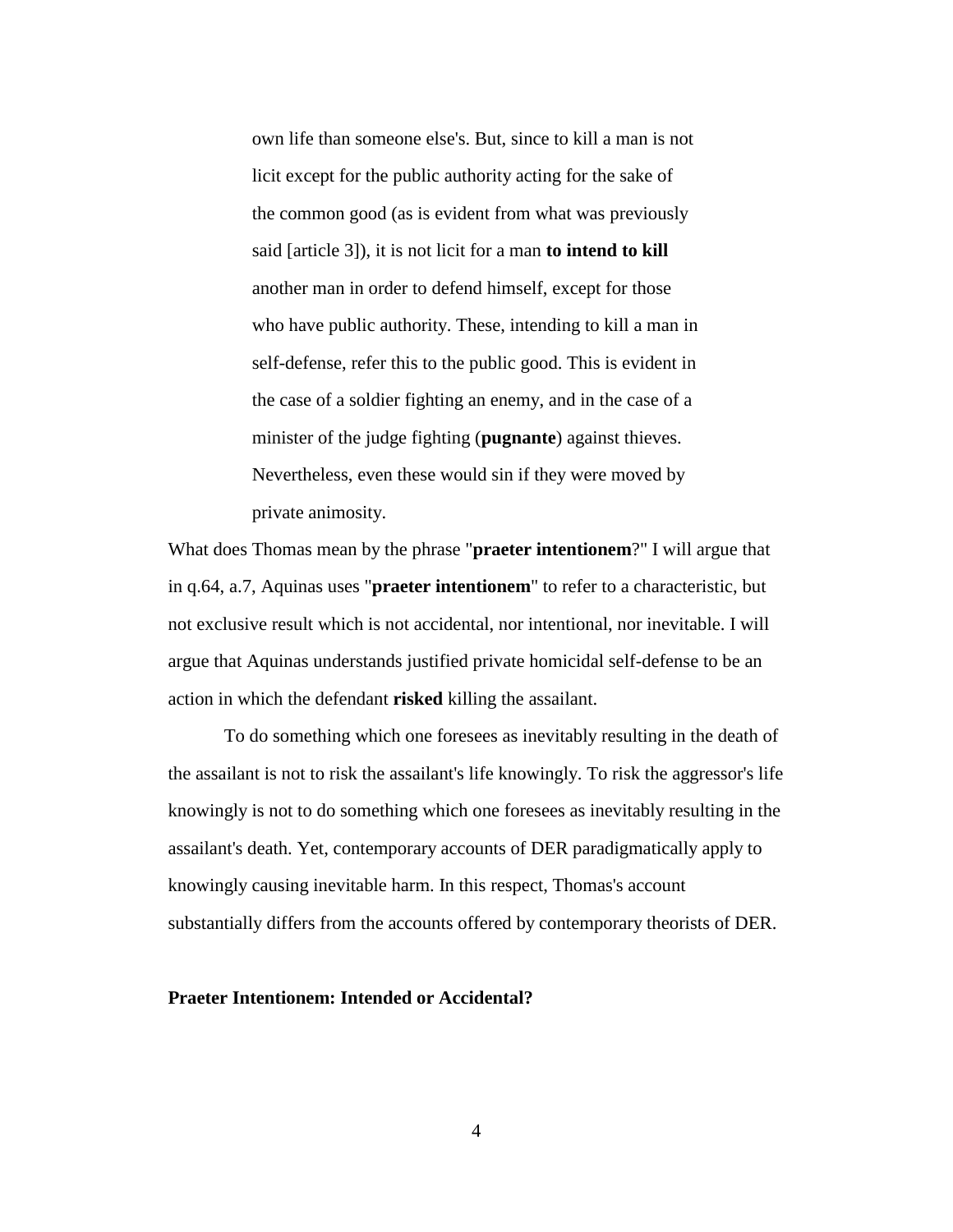> own life than someone else's. But, since to kill a man is not licit except for the public authority acting for the sake of the common good (as is evident from what was previously said [article 3]), it is not licit for a man **to intend to kill** another man in order to defend himself, except for those who have public authority. These, intending to kill a man in self-defense, refer this to the public good. This is evident in the case of a soldier fighting an enemy, and in the case of a minister of the judge fighting (**pugnante**) against thieves. Nevertheless, even these would sin if they were moved by private animosity.

What does Thomas mean by the phrase "**praeter intentionem**?" I will argue that in q.64, a.7, Aquinas uses "**praeter intentionem**" to refer to a characteristic, but not exclusive result which is not accidental, nor intentional, nor inevitable. I will argue that Aquinas understands justified private homicidal self-defense to be an action in which the defendant **risked** killing the assailant.

To do something which one foresees as inevitably resulting in the death of the assailant is not to risk the assailant's life knowingly. To risk the aggressor's life knowingly is not to do something which one foresees as inevitably resulting in the assailant's death. Yet, contemporary accounts of DER paradigmatically apply to knowingly causing inevitable harm. In this respect, Thomas's account substantially differs from the accounts offered by contemporary theorists of DER.

**Praeter Intentionem: Intended or Accidental?**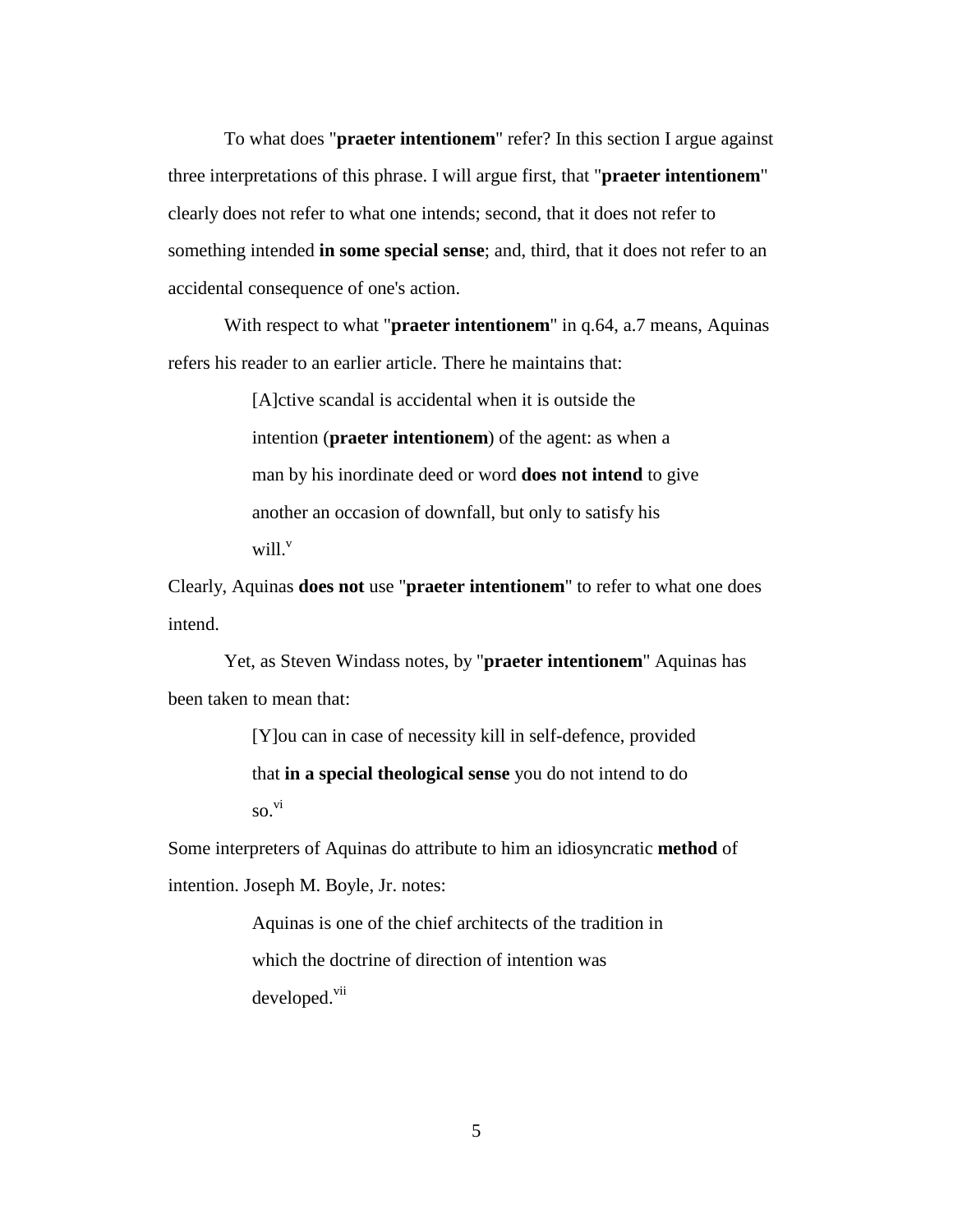To what does "**praeter intentionem**" refer? In this section I argue against three interpretations of this phrase. I will argue first, that "**praeter intentionem**" clearly does not refer to what one intends; second, that it does not refer to something intended **in some special sense**; and, third, that it does not refer to an accidental consequence of one's action.

With respect to what "**praeter intentionem**" in q.64, a.7 means, Aquinas refers his reader to an earlier article. There he maintains that:

> [A]ctive scandal is accidental when it is outside the intention (**praeter intentionem**) of the agent: as when a man by his inordinate deed or word **does not intend** to give another an occasion of downfall, but only to satisfy his will.[v]

Clearly, Aquinas **does not** use "**praeter intentionem**" to refer to what one does intend.

Yet, as Steven Windass notes, by "**praeter intentionem**" Aquinas has been taken to mean that:

> [Y]ou can in case of necessity kill in self-defence, provided that **in a special theological sense** you do not intend to do so.[vi]

Some interpreters of Aquinas do attribute to him an idiosyncratic **method** of intention. Joseph M. Boyle, Jr. notes:

> Aquinas is one of the chief architects of the tradition in which the doctrine of direction of intention was developed.[vii]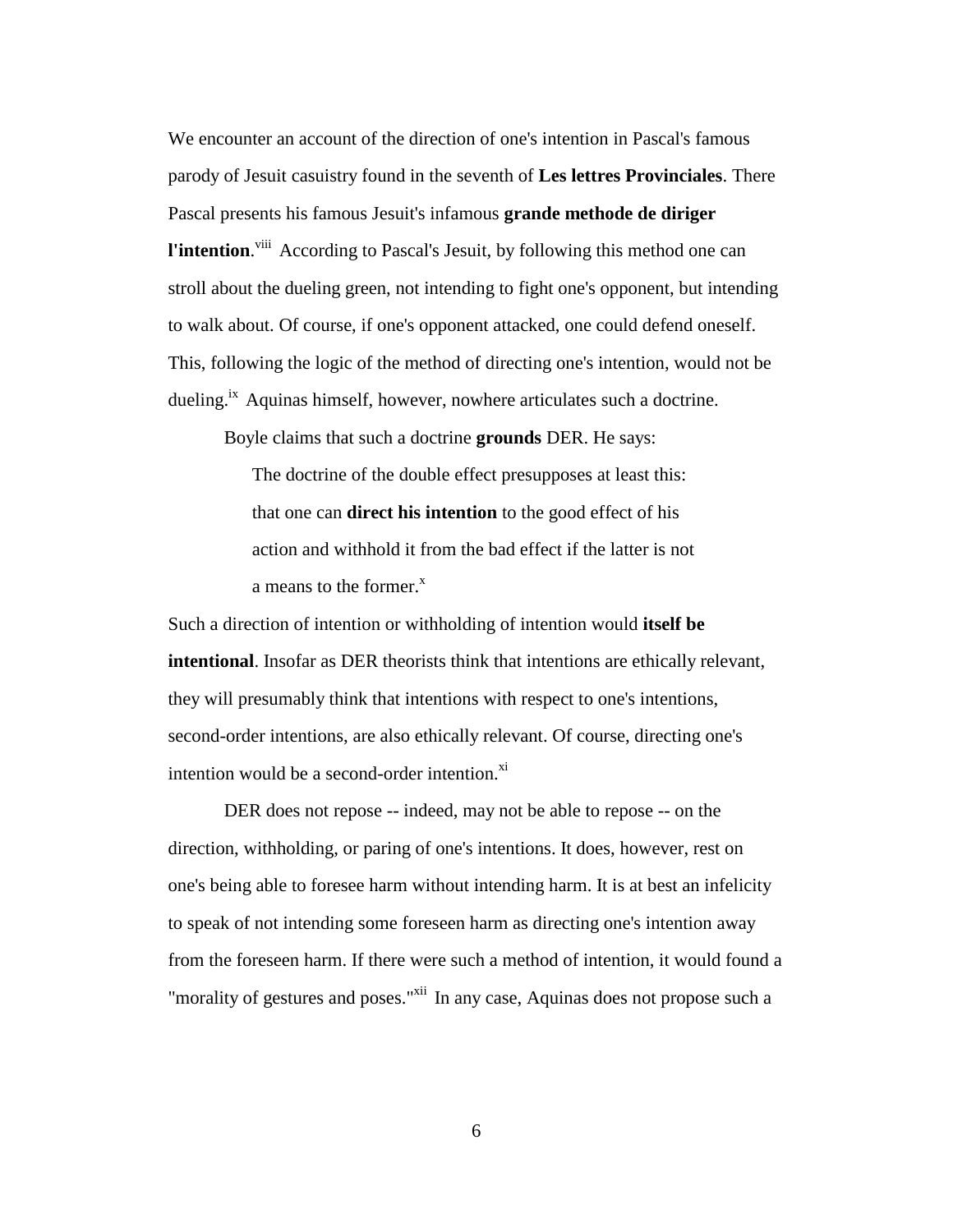We encounter an account of the direction of one's intention in Pascal's famous parody of Jesuit casuistry found in the seventh of **Les lettres Provinciales**. There Pascal presents his famous Jesuit's infamous **grande methode de diriger l'intention**.[viii] According to Pascal's Jesuit, by following this method one can stroll about the dueling green, not intending to fight one's opponent, but intending to walk about. Of course, if one's opponent attacked, one could defend oneself. This, following the logic of the method of directing one's intention, would not be dueling.[ix] Aquinas himself, however, nowhere articulates such a doctrine.

Boyle claims that such a doctrine **grounds** DER. He says:

> The doctrine of the double effect presupposes at least this: that one can **direct his intention** to the good effect of his action and withhold it from the bad effect if the latter is not a means to the former.[x]

Such a direction of intention or withholding of intention would **itself be intentional**. Insofar as DER theorists think that intentions are ethically relevant, they will presumably think that intentions with respect to one's intentions, second-order intentions, are also ethically relevant. Of course, directing one's intention would be a second-order intention.[xi]

DER does not repose -- indeed, may not be able to repose -- on the direction, withholding, or paring of one's intentions. It does, however, rest on one's being able to foresee harm without intending harm. It is at best an infelicity to speak of not intending some foreseen harm as directing one's intention away from the foreseen harm. If there were such a method of intention, it would found a "morality of gestures and poses."[xii] In any case, Aquinas does not propose such a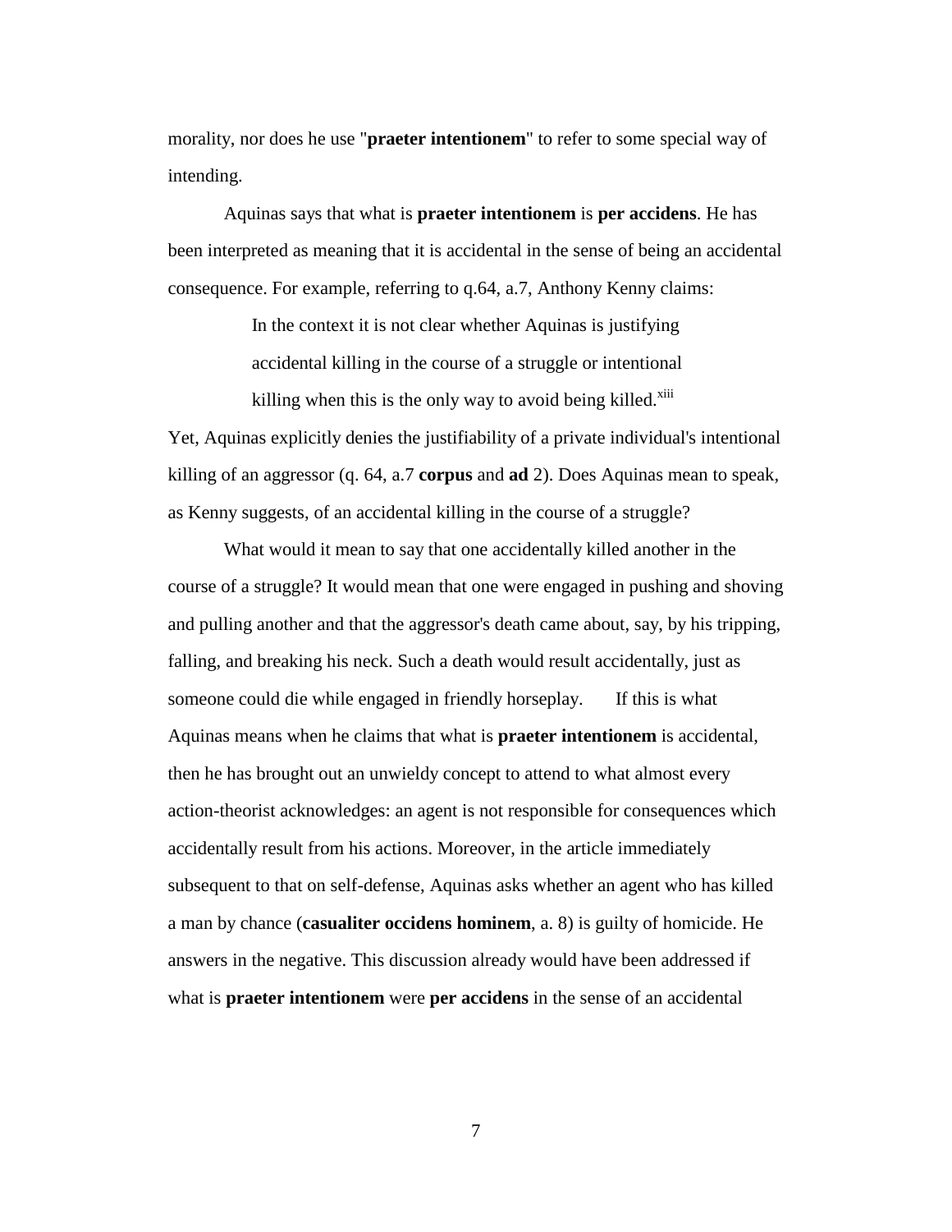morality, nor does he use "**praeter intentionem**" to refer to some special way of intending.

Aquinas says that what is **praeter intentionem** is **per accidens**. He has been interpreted as meaning that it is accidental in the sense of being an accidental consequence. For example, referring to q.64, a.7, Anthony Kenny claims:

> In the context it is not clear whether Aquinas is justifying accidental killing in the course of a struggle or intentional killing when this is the only way to avoid being killed.[xiii]

Yet, Aquinas explicitly denies the justifiability of a private individual's intentional killing of an aggressor (q. 64, a.7 **corpus** and **ad** 2). Does Aquinas mean to speak, as Kenny suggests, of an accidental killing in the course of a struggle?

What would it mean to say that one accidentally killed another in the course of a struggle? It would mean that one were engaged in pushing and shoving and pulling another and that the aggressor's death came about, say, by his tripping, falling, and breaking his neck. Such a death would result accidentally, just as someone could die while engaged in friendly horseplay. If this is what Aquinas means when he claims that what is **praeter intentionem** is accidental, then he has brought out an unwieldy concept to attend to what almost every action-theorist acknowledges: an agent is not responsible for consequences which accidentally result from his actions. Moreover, in the article immediately subsequent to that on self-defense, Aquinas asks whether an agent who has killed a man by chance (**casualiter occidens hominem**, a. 8) is guilty of homicide. He answers in the negative. This discussion already would have been addressed if what is **praeter intentionem** were **per accidens** in the sense of an accidental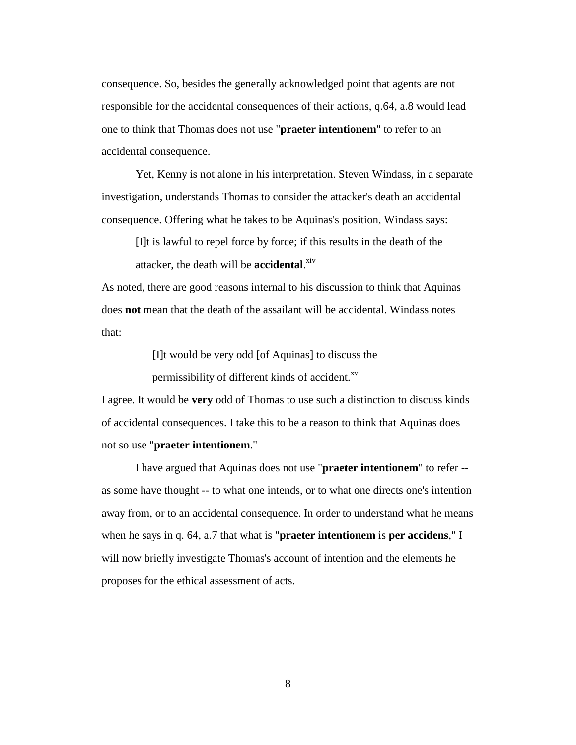consequence. So, besides the generally acknowledged point that agents are not responsible for the accidental consequences of their actions, q.64, a.8 would lead one to think that Thomas does not use "**praeter intentionem**" to refer to an accidental consequence.

Yet, Kenny is not alone in his interpretation. Steven Windass, in a separate investigation, understands Thomas to consider the attacker's death an accidental consequence. Offering what he takes to be Aquinas's position, Windass says:

> [I]t is lawful to repel force by force; if this results in the death of the attacker, the death will be **accidental**.[xiv]

As noted, there are good reasons internal to his discussion to think that Aquinas does **not** mean that the death of the assailant will be accidental. Windass notes that:

> [I]t would be very odd [of Aquinas] to discuss the permissibility of different kinds of accident.[xv]

I agree. It would be **very** odd of Thomas to use such a distinction to discuss kinds of accidental consequences. I take this to be a reason to think that Aquinas does not so use "**praeter intentionem**."

I have argued that Aquinas does not use "**praeter intentionem**" to refer -- as some have thought -- to what one intends, or to what one directs one's intention away from, or to an accidental consequence. In order to understand what he means when he says in q. 64, a.7 that what is "**praeter intentionem** is **per accidens**," I will now briefly investigate Thomas's account of intention and the elements he proposes for the ethical assessment of acts.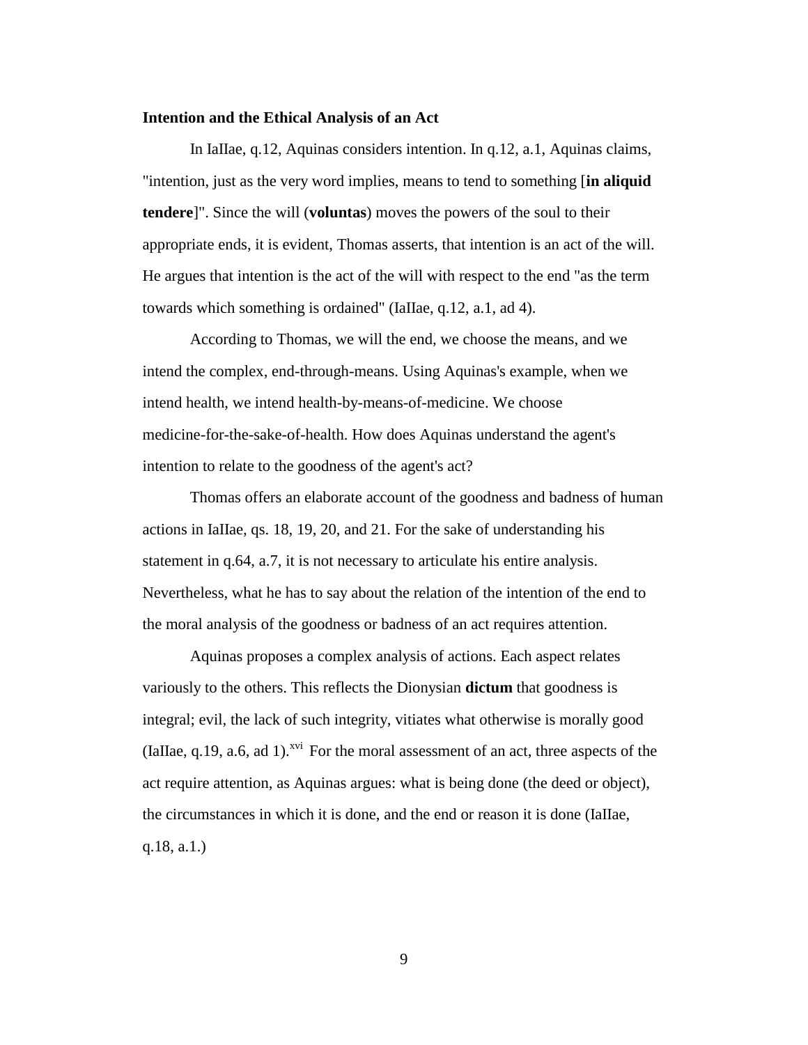**Intention and the Ethical Analysis of an Act**

In IaIIae, q.12, Aquinas considers intention. In q.12, a.1, Aquinas claims, "intention, just as the very word implies, means to tend to something [**in aliquid tendere**]". Since the will (**voluntas**) moves the powers of the soul to their appropriate ends, it is evident, Thomas asserts, that intention is an act of the will. He argues that intention is the act of the will with respect to the end "as the term towards which something is ordained" (IaIIae, q.12, a.1, ad 4).

According to Thomas, we will the end, we choose the means, and we intend the complex, end-through-means. Using Aquinas's example, when we intend health, we intend health-by-means-of-medicine. We choose medicine-for-the-sake-of-health. How does Aquinas understand the agent's intention to relate to the goodness of the agent's act?

Thomas offers an elaborate account of the goodness and badness of human actions in IaIIae, qs. 18, 19, 20, and 21. For the sake of understanding his statement in q.64, a.7, it is not necessary to articulate his entire analysis. Nevertheless, what he has to say about the relation of the intention of the end to the moral analysis of the goodness or badness of an act requires attention.

Aquinas proposes a complex analysis of actions. Each aspect relates variously to the others. This reflects the Dionysian **dictum** that goodness is integral; evil, the lack of such integrity, vitiates what otherwise is morally good (IaIIae, q.19, a.6, ad 1).[xvi] For the moral assessment of an act, three aspects of the act require attention, as Aquinas argues: what is being done (the deed or object), the circumstances in which it is done, and the end or reason it is done (IaIIae, q.18, a.1.)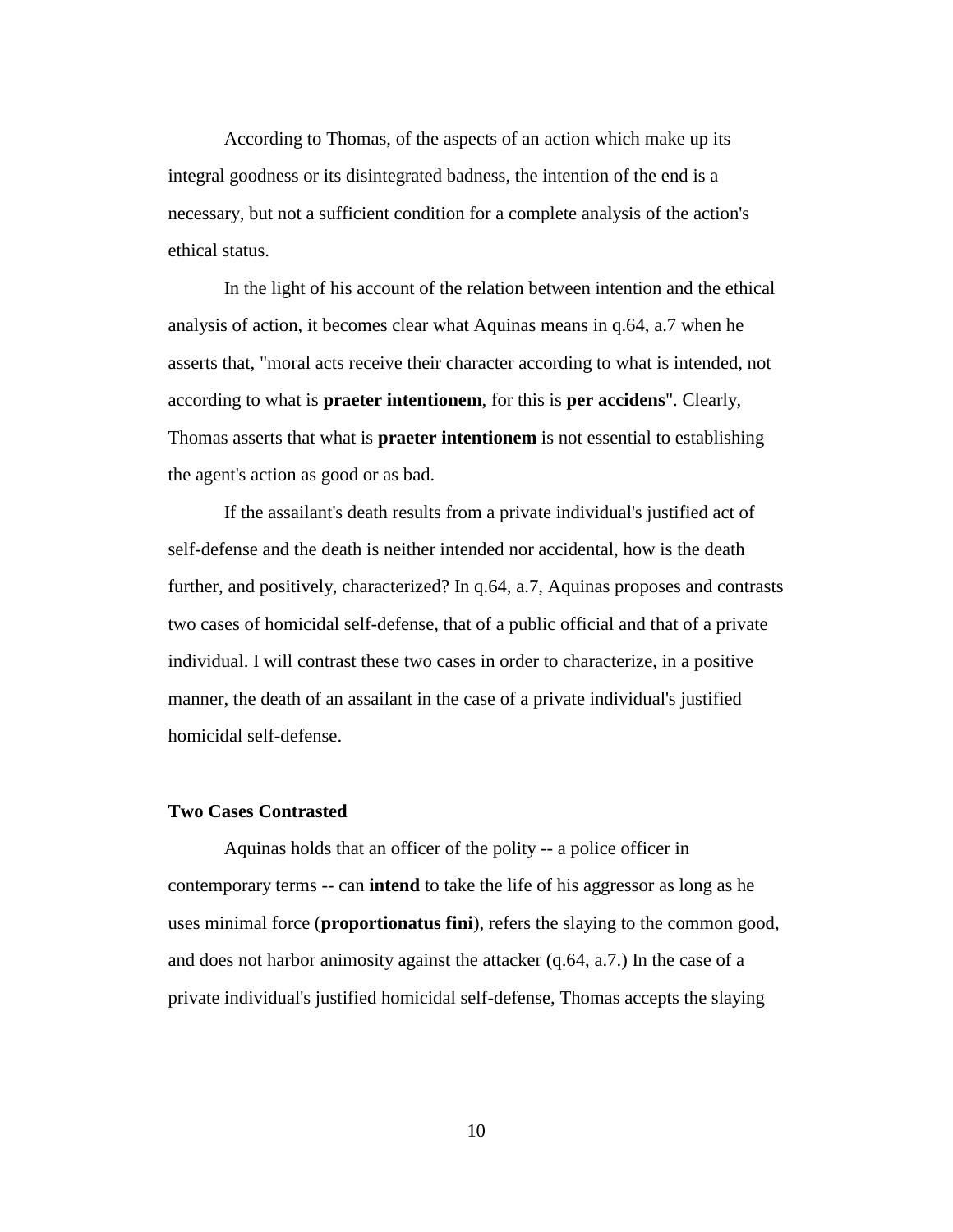According to Thomas, of the aspects of an action which make up its integral goodness or its disintegrated badness, the intention of the end is a necessary, but not a sufficient condition for a complete analysis of the action's ethical status.

In the light of his account of the relation between intention and the ethical analysis of action, it becomes clear what Aquinas means in q.64, a.7 when he asserts that, "moral acts receive their character according to what is intended, not according to what is **praeter intentionem**, for this is **per accidens**". Clearly, Thomas asserts that what is **praeter intentionem** is not essential to establishing the agent's action as good or as bad.

If the assailant's death results from a private individual's justified act of self-defense and the death is neither intended nor accidental, how is the death further, and positively, characterized? In q.64, a.7, Aquinas proposes and contrasts two cases of homicidal self-defense, that of a public official and that of a private individual. I will contrast these two cases in order to characterize, in a positive manner, the death of an assailant in the case of a private individual's justified homicidal self-defense.

### Two Cases Contrasted

Aquinas holds that an officer of the polity -- a police officer in contemporary terms -- can **intend** to take the life of his aggressor as long as he uses minimal force (**proportionatus fini**), refers the slaying to the common good, and does not harbor animosity against the attacker (q.64, a.7.) In the case of a private individual's justified homicidal self-defense, Thomas accepts the slaying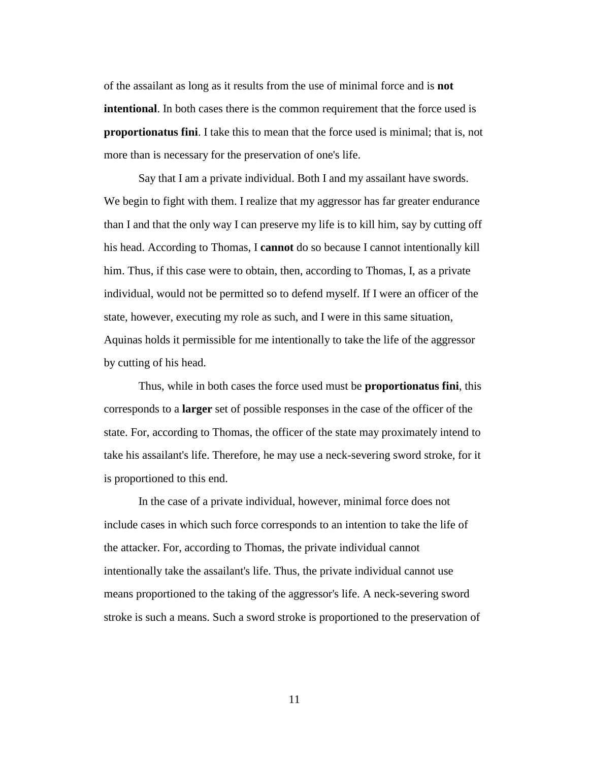of the assailant as long as it results from the use of minimal force and is **not intentional**. In both cases there is the common requirement that the force used is **proportionatus fini**. I take this to mean that the force used is minimal; that is, not more than is necessary for the preservation of one's life.

Say that I am a private individual. Both I and my assailant have swords. We begin to fight with them. I realize that my aggressor has far greater endurance than I and that the only way I can preserve my life is to kill him, say by cutting off his head. According to Thomas, I **cannot** do so because I cannot intentionally kill him. Thus, if this case were to obtain, then, according to Thomas, I, as a private individual, would not be permitted so to defend myself. If I were an officer of the state, however, executing my role as such, and I were in this same situation, Aquinas holds it permissible for me intentionally to take the life of the aggressor by cutting of his head.

Thus, while in both cases the force used must be **proportionatus fini**, this corresponds to a **larger** set of possible responses in the case of the officer of the state. For, according to Thomas, the officer of the state may proximately intend to take his assailant's life. Therefore, he may use a neck-severing sword stroke, for it is proportioned to this end.

In the case of a private individual, however, minimal force does not include cases in which such force corresponds to an intention to take the life of the attacker. For, according to Thomas, the private individual cannot intentionally take the assailant's life. Thus, the private individual cannot use means proportioned to the taking of the aggressor's life. A neck-severing sword stroke is such a means. Such a sword stroke is proportioned to the preservation of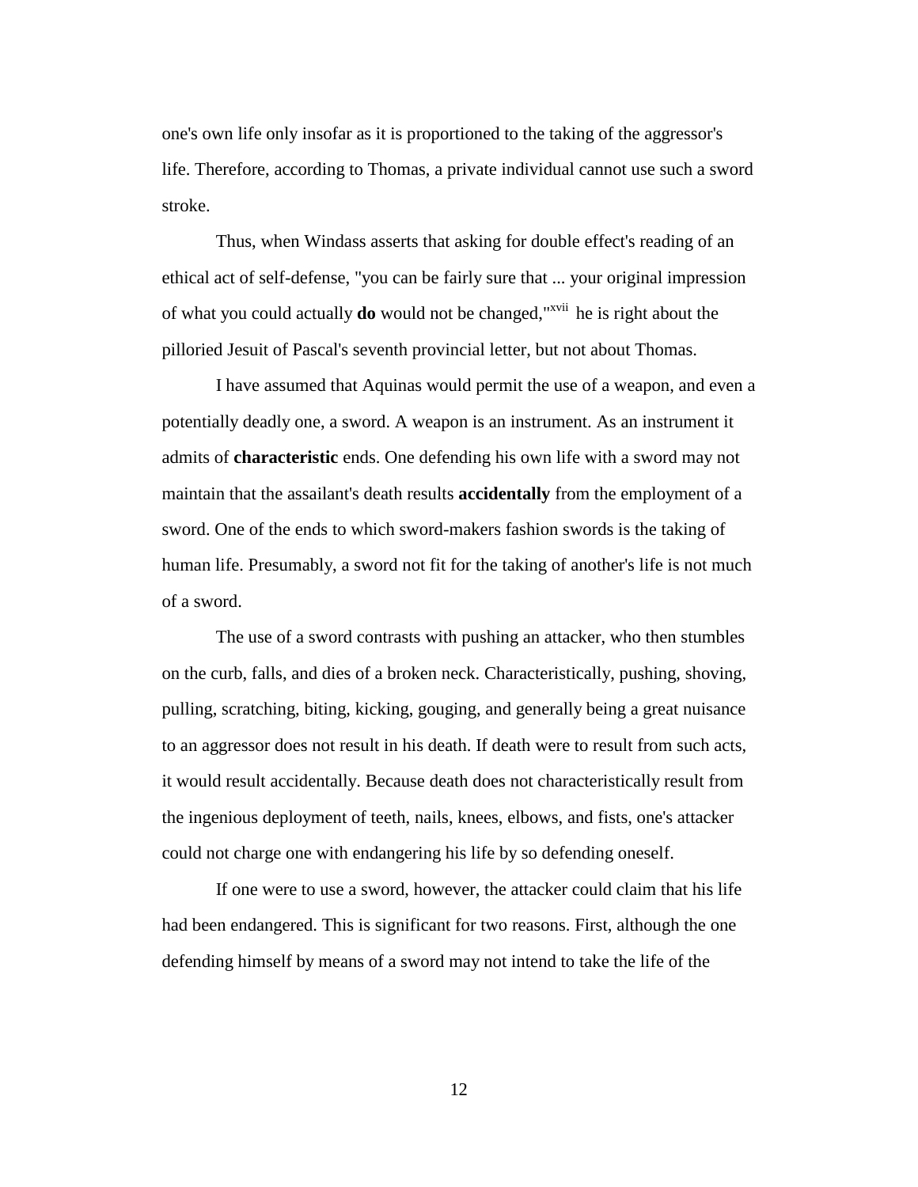one's own life only insofar as it is proportioned to the taking of the aggressor's life. Therefore, according to Thomas, a private individual cannot use such a sword stroke.

Thus, when Windass asserts that asking for double effect's reading of an ethical act of self-defense, "you can be fairly sure that ... your original impression of what you could actually **do** would not be changed,"[xvii] he is right about the pilloried Jesuit of Pascal's seventh provincial letter, but not about Thomas.

I have assumed that Aquinas would permit the use of a weapon, and even a potentially deadly one, a sword. A weapon is an instrument. As an instrument it admits of **characteristic** ends. One defending his own life with a sword may not maintain that the assailant's death results **accidentally** from the employment of a sword. One of the ends to which sword-makers fashion swords is the taking of human life. Presumably, a sword not fit for the taking of another's life is not much of a sword.

The use of a sword contrasts with pushing an attacker, who then stumbles on the curb, falls, and dies of a broken neck. Characteristically, pushing, shoving, pulling, scratching, biting, kicking, gouging, and generally being a great nuisance to an aggressor does not result in his death. If death were to result from such acts, it would result accidentally. Because death does not characteristically result from the ingenious deployment of teeth, nails, knees, elbows, and fists, one's attacker could not charge one with endangering his life by so defending oneself.

If one were to use a sword, however, the attacker could claim that his life had been endangered. This is significant for two reasons. First, although the one defending himself by means of a sword may not intend to take the life of the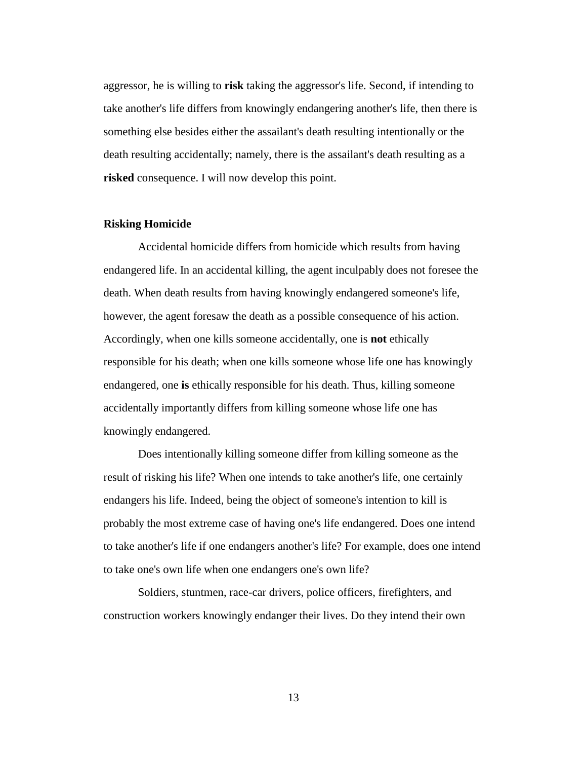aggressor, he is willing to **risk** taking the aggressor's life. Second, if intending to take another's life differs from knowingly endangering another's life, then there is something else besides either the assailant's death resulting intentionally or the death resulting accidentally; namely, there is the assailant's death resulting as a **risked** consequence. I will now develop this point.

### Risking Homicide

Accidental homicide differs from homicide which results from having endangered life. In an accidental killing, the agent inculpably does not foresee the death. When death results from having knowingly endangered someone's life, however, the agent foresaw the death as a possible consequence of his action. Accordingly, when one kills someone accidentally, one is **not** ethically responsible for his death; when one kills someone whose life one has knowingly endangered, one **is** ethically responsible for his death. Thus, killing someone accidentally importantly differs from killing someone whose life one has knowingly endangered.

Does intentionally killing someone differ from killing someone as the result of risking his life? When one intends to take another's life, one certainly endangers his life. Indeed, being the object of someone's intention to kill is probably the most extreme case of having one's life endangered. Does one intend to take another's life if one endangers another's life? For example, does one intend to take one's own life when one endangers one's own life?

Soldiers, stuntmen, race-car drivers, police officers, firefighters, and construction workers knowingly endanger their lives. Do they intend their own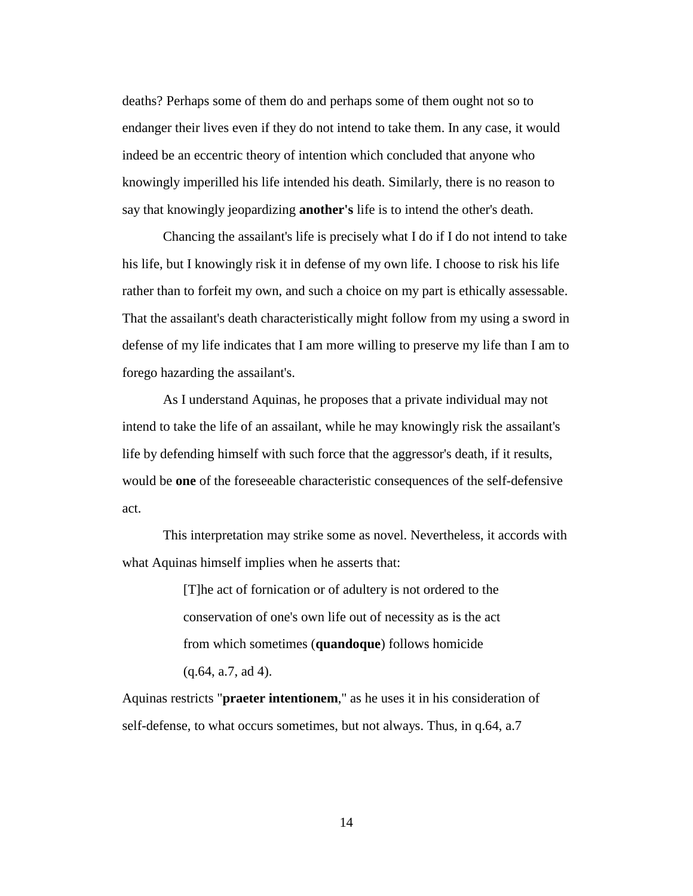deaths? Perhaps some of them do and perhaps some of them ought not so to endanger their lives even if they do not intend to take them. In any case, it would indeed be an eccentric theory of intention which concluded that anyone who knowingly imperilled his life intended his death. Similarly, there is no reason to say that knowingly jeopardizing **another's** life is to intend the other's death.

Chancing the assailant's life is precisely what I do if I do not intend to take his life, but I knowingly risk it in defense of my own life. I choose to risk his life rather than to forfeit my own, and such a choice on my part is ethically assessable. That the assailant's death characteristically might follow from my using a sword in defense of my life indicates that I am more willing to preserve my life than I am to forego hazarding the assailant's.

As I understand Aquinas, he proposes that a private individual may not intend to take the life of an assailant, while he may knowingly risk the assailant's life by defending himself with such force that the aggressor's death, if it results, would be **one** of the foreseeable characteristic consequences of the self-defensive act.

This interpretation may strike some as novel. Nevertheless, it accords with what Aquinas himself implies when he asserts that:

> [T]he act of fornication or of adultery is not ordered to the conservation of one's own life out of necessity as is the act from which sometimes (**quandoque**) follows homicide (q.64, a.7, ad 4).

Aquinas restricts "**praeter intentionem**," as he uses it in his consideration of self-defense, to what occurs sometimes, but not always. Thus, in q.64, a.7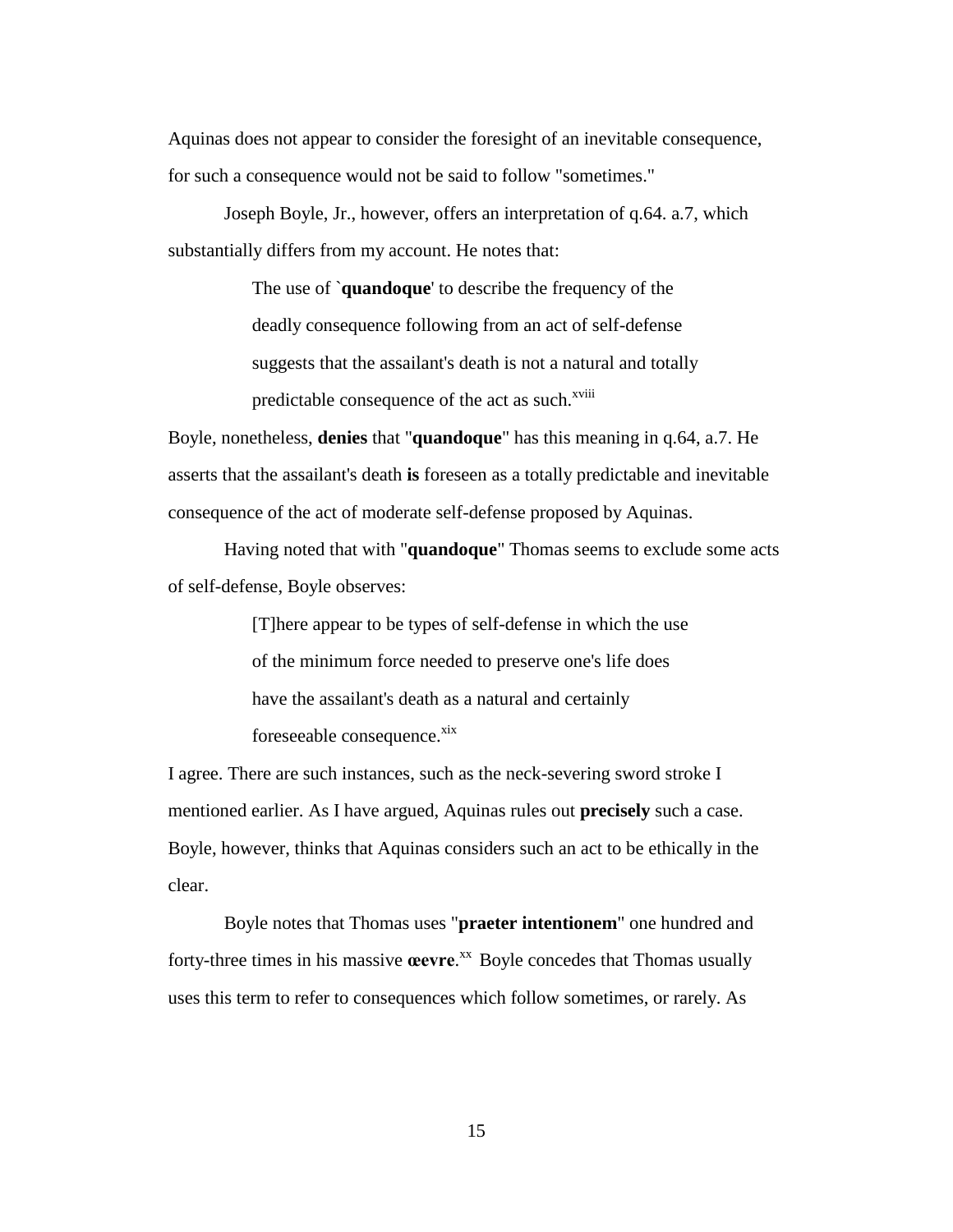Aquinas does not appear to consider the foresight of an inevitable consequence, for such a consequence would not be said to follow "sometimes."

Joseph Boyle, Jr., however, offers an interpretation of q.64. a.7, which substantially differs from my account. He notes that:

> The use of `**quandoque**' to describe the frequency of the deadly consequence following from an act of self-defense suggests that the assailant's death is not a natural and totally predictable consequence of the act as such.[xviii]

Boyle, nonetheless, **denies** that "**quandoque**" has this meaning in q.64, a.7. He asserts that the assailant's death **is** foreseen as a totally predictable and inevitable consequence of the act of moderate self-defense proposed by Aquinas.

Having noted that with "**quandoque**" Thomas seems to exclude some acts of self-defense, Boyle observes:

> [T]here appear to be types of self-defense in which the use of the minimum force needed to preserve one's life does have the assailant's death as a natural and certainly foreseeable consequence.[xix]

I agree. There are such instances, such as the neck-severing sword stroke I mentioned earlier. As I have argued, Aquinas rules out **precisely** such a case. Boyle, however, thinks that Aquinas considers such an act to be ethically in the clear.

Boyle notes that Thomas uses "**praeter intentionem**" one hundred and forty-three times in his massive **œevre**.[xx] Boyle concedes that Thomas usually uses this term to refer to consequences which follow sometimes, or rarely. As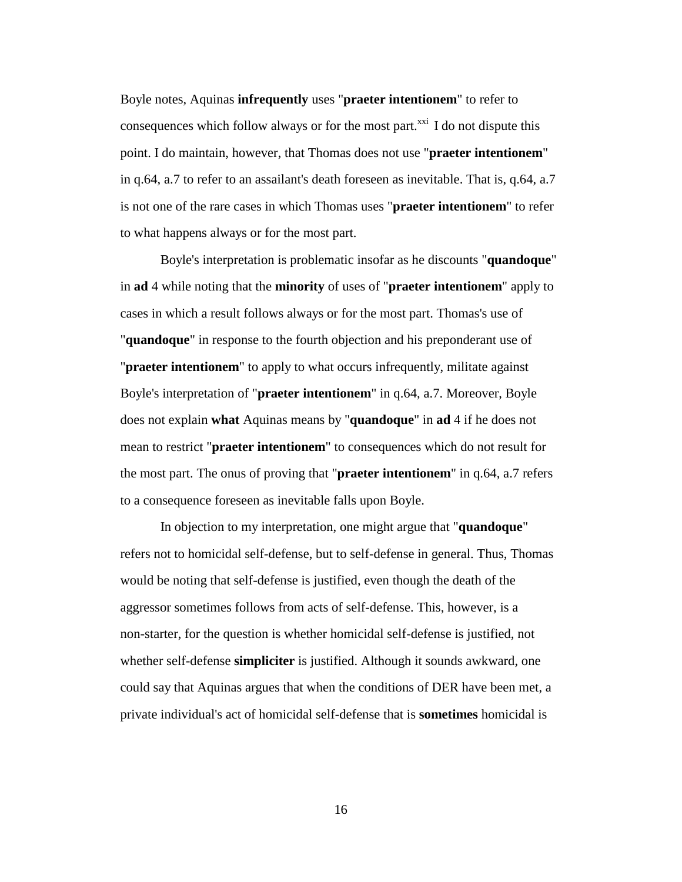Boyle notes, Aquinas **infrequently** uses "**praeter intentionem**" to refer to consequences which follow always or for the most part.[xxi] I do not dispute this point. I do maintain, however, that Thomas does not use "**praeter intentionem**" in q.64, a.7 to refer to an assailant's death foreseen as inevitable. That is, q.64, a.7 is not one of the rare cases in which Thomas uses "**praeter intentionem**" to refer to what happens always or for the most part.

Boyle's interpretation is problematic insofar as he discounts "**quandoque**" in **ad** 4 while noting that the **minority** of uses of "**praeter intentionem**" apply to cases in which a result follows always or for the most part. Thomas's use of "**quandoque**" in response to the fourth objection and his preponderant use of "**praeter intentionem**" to apply to what occurs infrequently, militate against Boyle's interpretation of "**praeter intentionem**" in q.64, a.7. Moreover, Boyle does not explain **what** Aquinas means by "**quandoque**" in **ad** 4 if he does not mean to restrict "**praeter intentionem**" to consequences which do not result for the most part. The onus of proving that "**praeter intentionem**" in q.64, a.7 refers to a consequence foreseen as inevitable falls upon Boyle.

In objection to my interpretation, one might argue that "**quandoque**" refers not to homicidal self-defense, but to self-defense in general. Thus, Thomas would be noting that self-defense is justified, even though the death of the aggressor sometimes follows from acts of self-defense. This, however, is a non-starter, for the question is whether homicidal self-defense is justified, not whether self-defense **simpliciter** is justified. Although it sounds awkward, one could say that Aquinas argues that when the conditions of DER have been met, a private individual's act of homicidal self-defense that is **sometimes** homicidal is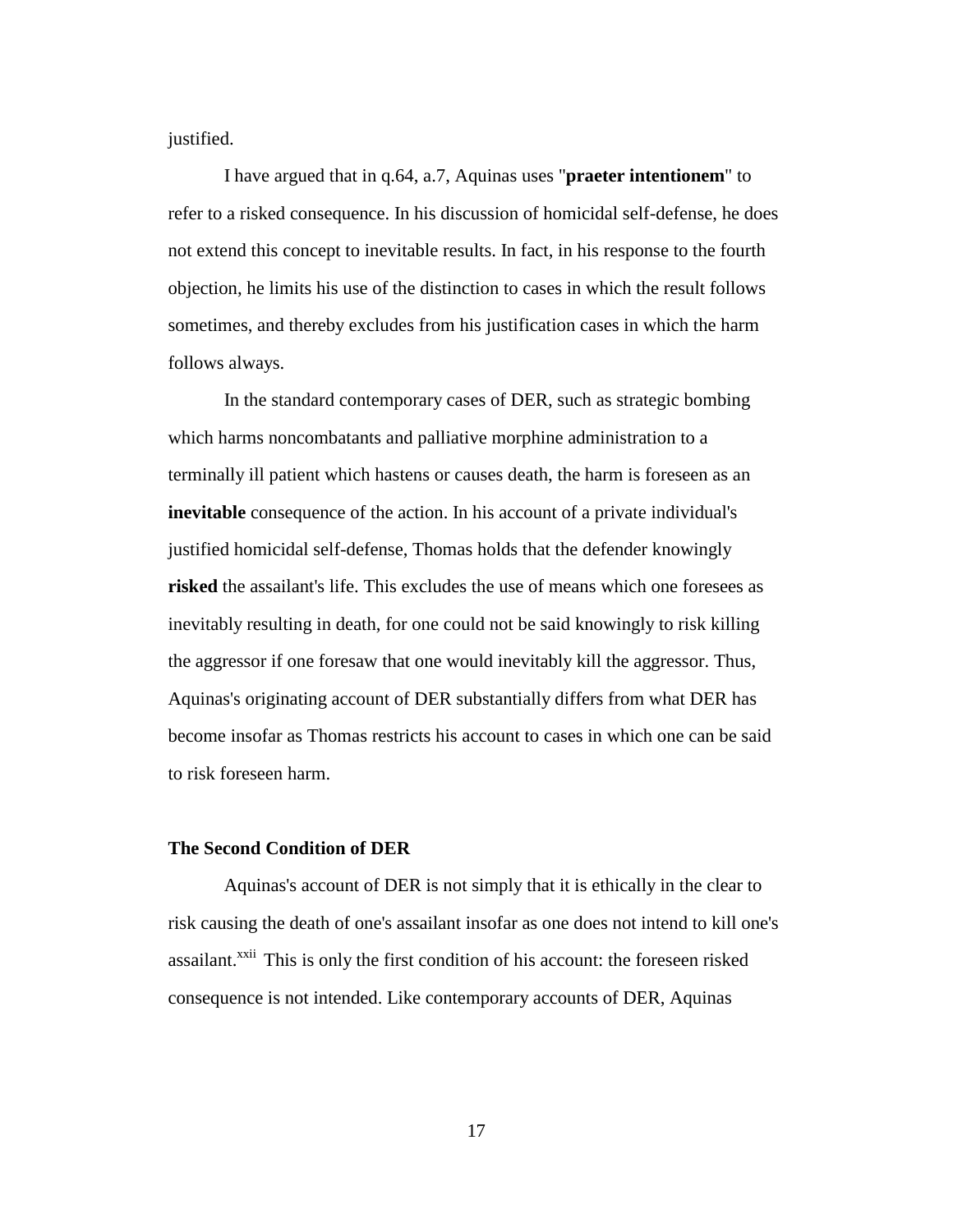justified.

I have argued that in q.64, a.7, Aquinas uses "**praeter intentionem**" to refer to a risked consequence. In his discussion of homicidal self-defense, he does not extend this concept to inevitable results. In fact, in his response to the fourth objection, he limits his use of the distinction to cases in which the result follows sometimes, and thereby excludes from his justification cases in which the harm follows always.

In the standard contemporary cases of DER, such as strategic bombing which harms noncombatants and palliative morphine administration to a terminally ill patient which hastens or causes death, the harm is foreseen as an **inevitable** consequence of the action. In his account of a private individual's justified homicidal self-defense, Thomas holds that the defender knowingly **risked** the assailant's life. This excludes the use of means which one foresees as inevitably resulting in death, for one could not be said knowingly to risk killing the aggressor if one foresaw that one would inevitably kill the aggressor. Thus, Aquinas's originating account of DER substantially differs from what DER has become insofar as Thomas restricts his account to cases in which one can be said to risk foreseen harm.

### The Second Condition of DER

Aquinas's account of DER is not simply that it is ethically in the clear to risk causing the death of one's assailant insofar as one does not intend to kill one's assailant.[xxii] This is only the first condition of his account: the foreseen risked consequence is not intended. Like contemporary accounts of DER, Aquinas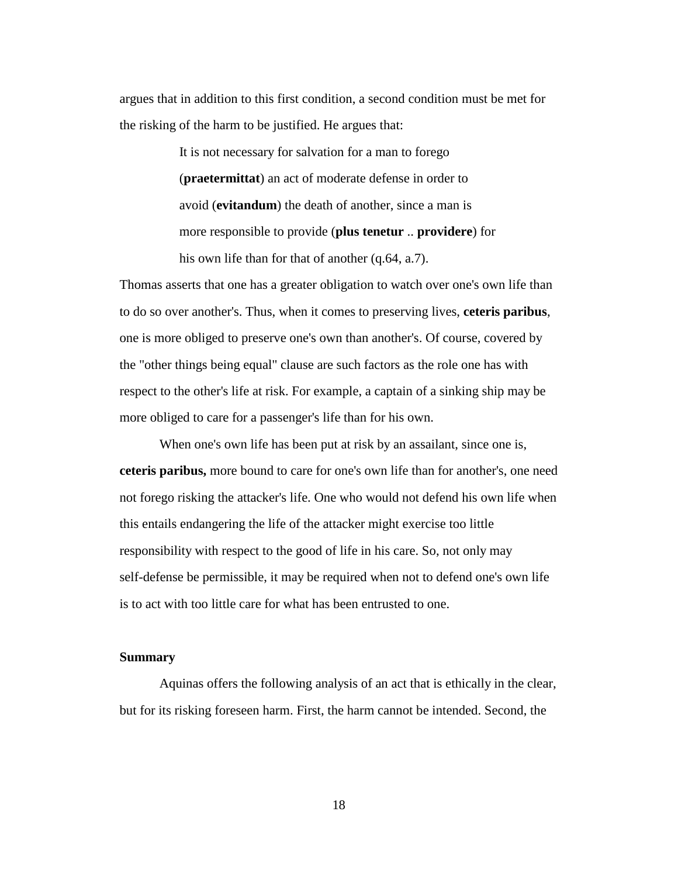argues that in addition to this first condition, a second condition must be met for the risking of the harm to be justified. He argues that:

> It is not necessary for salvation for a man to forego (**praetermittat**) an act of moderate defense in order to avoid (**evitandum**) the death of another, since a man is more responsible to provide (**plus tenetur** .. **providere**) for his own life than for that of another (q.64, a.7).

Thomas asserts that one has a greater obligation to watch over one's own life than to do so over another's. Thus, when it comes to preserving lives, **ceteris paribus**, one is more obliged to preserve one's own than another's. Of course, covered by the "other things being equal" clause are such factors as the role one has with respect to the other's life at risk. For example, a captain of a sinking ship may be more obliged to care for a passenger's life than for his own.

When one's own life has been put at risk by an assailant, since one is, **ceteris paribus,** more bound to care for one's own life than for another's, one need not forego risking the attacker's life. One who would not defend his own life when this entails endangering the life of the attacker might exercise too little responsibility with respect to the good of life in his care. So, not only may self-defense be permissible, it may be required when not to defend one's own life is to act with too little care for what has been entrusted to one.

**Summary**

Aquinas offers the following analysis of an act that is ethically in the clear, but for its risking foreseen harm. First, the harm cannot be intended. Second, the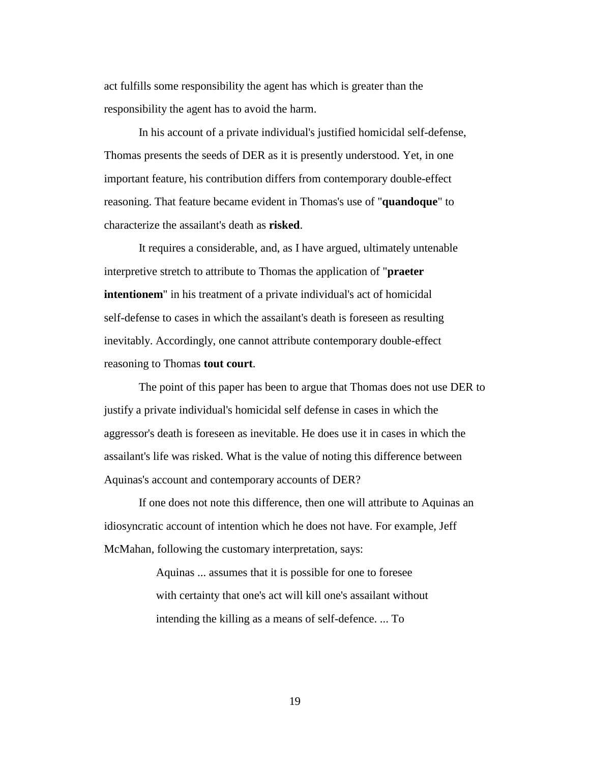act fulfills some responsibility the agent has which is greater than the responsibility the agent has to avoid the harm.

In his account of a private individual's justified homicidal self-defense, Thomas presents the seeds of DER as it is presently understood. Yet, in one important feature, his contribution differs from contemporary double-effect reasoning. That feature became evident in Thomas's use of "**quandoque**" to characterize the assailant's death as **risked**.

It requires a considerable, and, as I have argued, ultimately untenable interpretive stretch to attribute to Thomas the application of "**praeter intentionem**" in his treatment of a private individual's act of homicidal self-defense to cases in which the assailant's death is foreseen as resulting inevitably. Accordingly, one cannot attribute contemporary double-effect reasoning to Thomas **tout court**.

The point of this paper has been to argue that Thomas does not use DER to justify a private individual's homicidal self defense in cases in which the aggressor's death is foreseen as inevitable. He does use it in cases in which the assailant's life was risked. What is the value of noting this difference between Aquinas's account and contemporary accounts of DER?

If one does not note this difference, then one will attribute to Aquinas an idiosyncratic account of intention which he does not have. For example, Jeff McMahan, following the customary interpretation, says:

> Aquinas ... assumes that it is possible for one to foresee with certainty that one's act will kill one's assailant without intending the killing as a means of self-defence. ... To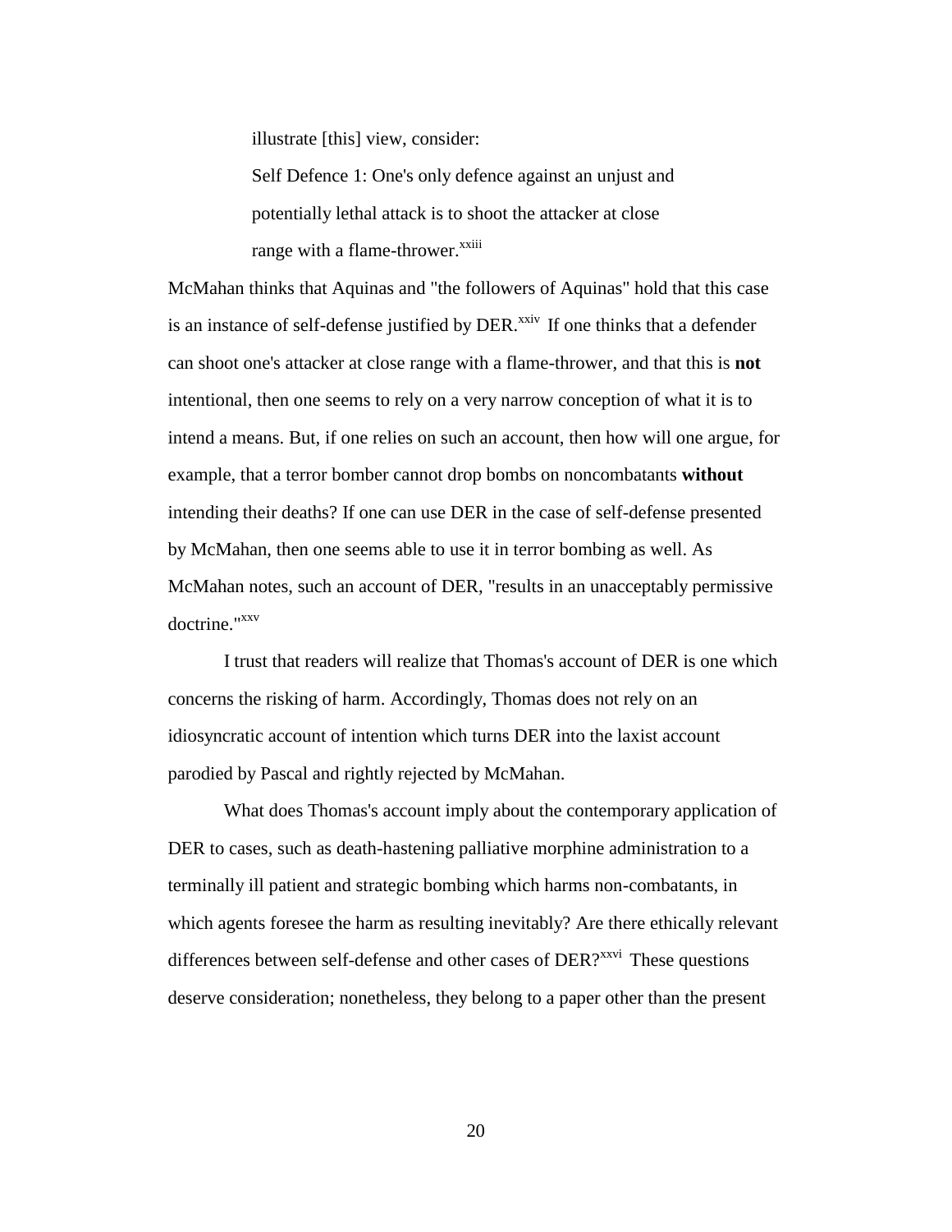illustrate [this] view, consider:

> Self Defence 1: One's only defence against an unjust and potentially lethal attack is to shoot the attacker at close range with a flame-thrower.[xxiii]

McMahan thinks that Aquinas and "the followers of Aquinas" hold that this case is an instance of self-defense justified by DER.[xxiv] If one thinks that a defender can shoot one's attacker at close range with a flame-thrower, and that this is **not** intentional, then one seems to rely on a very narrow conception of what it is to intend a means. But, if one relies on such an account, then how will one argue, for example, that a terror bomber cannot drop bombs on noncombatants **without** intending their deaths? If one can use DER in the case of self-defense presented by McMahan, then one seems able to use it in terror bombing as well. As McMahan notes, such an account of DER, "results in an unacceptably permissive doctrine."[xxv]

I trust that readers will realize that Thomas's account of DER is one which concerns the risking of harm. Accordingly, Thomas does not rely on an idiosyncratic account of intention which turns DER into the laxist account parodied by Pascal and rightly rejected by McMahan.

What does Thomas's account imply about the contemporary application of DER to cases, such as death-hastening palliative morphine administration to a terminally ill patient and strategic bombing which harms non-combatants, in which agents foresee the harm as resulting inevitably? Are there ethically relevant differences between self-defense and other cases of DER?[xxvi] These questions deserve consideration; nonetheless, they belong to a paper other than the present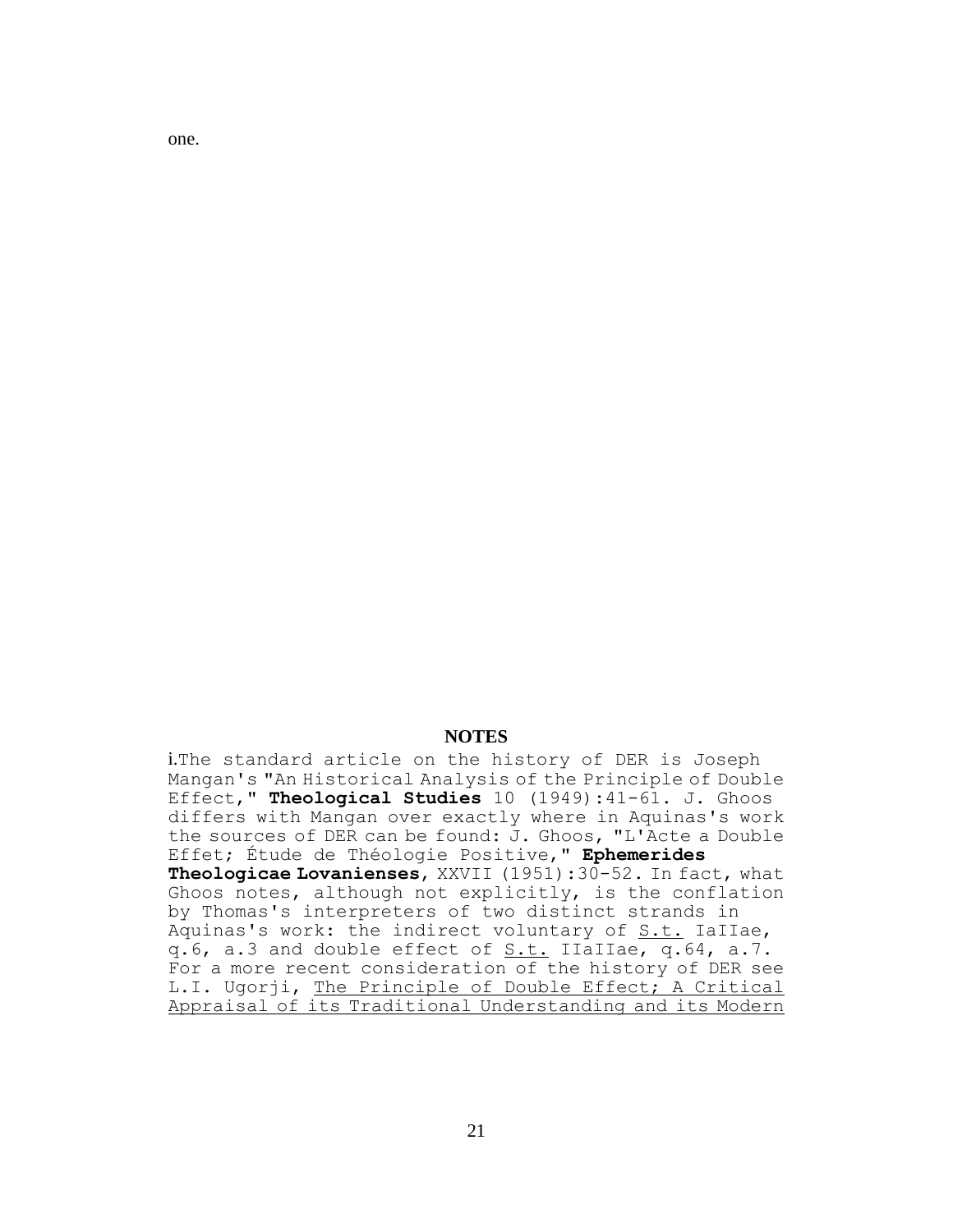one.

## NOTES

**i.**The standard article on the history of DER is Joseph Mangan's "An Historical Analysis of the Principle of Double Effect," **Theological Studies** 10 (1949):41-61. J. Ghoos differs with Mangan over exactly where in Aquinas's work the sources of DER can be found: J. Ghoos, "L'Acte a Double Effet; Étude de Théologie Positive," **Ephemerides Theologicae Lovanienses**, XXVII (1951):30-52. In fact, what Ghoos notes, although not explicitly, is the conflation by Thomas's interpreters of two distinct strands in Aquinas's work: the indirect voluntary of S.t. IaIIae, q.6, a.3 and double effect of S.t. IIaIIae, q.64, a.7. For a more recent consideration of the history of DER see L.I. Ugorji, The Principle of Double Effect; A Critical Appraisal of its Traditional Understanding and its Modern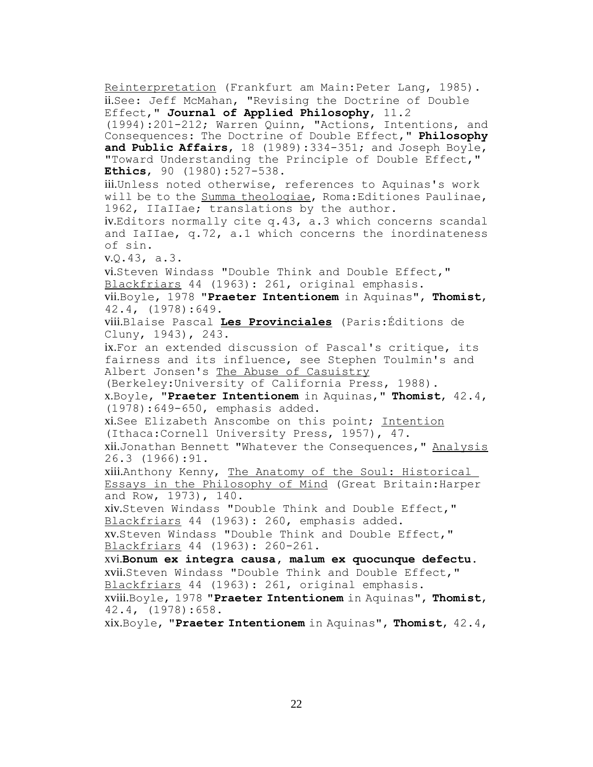Reinterpretation (Frankfurt am Main:Peter Lang, 1985).

ii.See: Jeff McMahan, "Revising the Doctrine of Double Effect," **Journal of Applied Philosophy**, 11.2 (1994):201-212; Warren Quinn, "Actions, Intentions, and Consequences: The Doctrine of Double Effect," **Philosophy and Public Affairs**, 18 (1989):334-351; and Joseph Boyle, "Toward Understanding the Principle of Double Effect," **Ethics**, 90 (1980):527-538.

iii.Unless noted otherwise, references to Aquinas's work will be to the Summa theologiae, Roma:Editiones Paulinae, 1962, IIaIIae; translations by the author.

iv.Editors normally cite q.43, a.3 which concerns scandal and IaIIae, q.72, a.1 which concerns the inordinateness of sin.

v.Q.43, a.3.

vi.Steven Windass "Double Think and Double Effect," Blackfriars 44 (1963): 261, original emphasis.

vii.Boyle, 1978 "**Praeter Intentionem** in Aquinas", **Thomist**, 42.4, (1978):649.

viii.Blaise Pascal **Les Provinciales** (Paris:Éditions de Cluny, 1943), 243.

ix.For an extended discussion of Pascal's critique, its fairness and its influence, see Stephen Toulmin's and Albert Jonsen's The Abuse of Casuistry (Berkeley:University of California Press, 1988).

x.Boyle, "**Praeter Intentionem** in Aquinas," **Thomist**, 42.4, (1978):649-650, emphasis added.

xi.See Elizabeth Anscombe on this point; Intention (Ithaca:Cornell University Press, 1957), 47.

xii.Jonathan Bennett "Whatever the Consequences," Analysis 26.3 (1966):91.

xiii.Anthony Kenny, The Anatomy of the Soul: Historical Essays in the Philosophy of Mind (Great Britain:Harper and Row, 1973), 140.

xiv.Steven Windass "Double Think and Double Effect," Blackfriars 44 (1963): 260, emphasis added.

xv.Steven Windass "Double Think and Double Effect," Blackfriars 44 (1963): 260-261.

xvi.**Bonum ex integra causa, malum ex quocunque defectu.**

xvii.Steven Windass "Double Think and Double Effect," Blackfriars 44 (1963): 261, original emphasis.

xviii.Boyle, 1978 "**Praeter Intentionem** in Aquinas", **Thomist**, 42.4, (1978):658.

xix.Boyle, "**Praeter Intentionem** in Aquinas", **Thomist**, 42.4,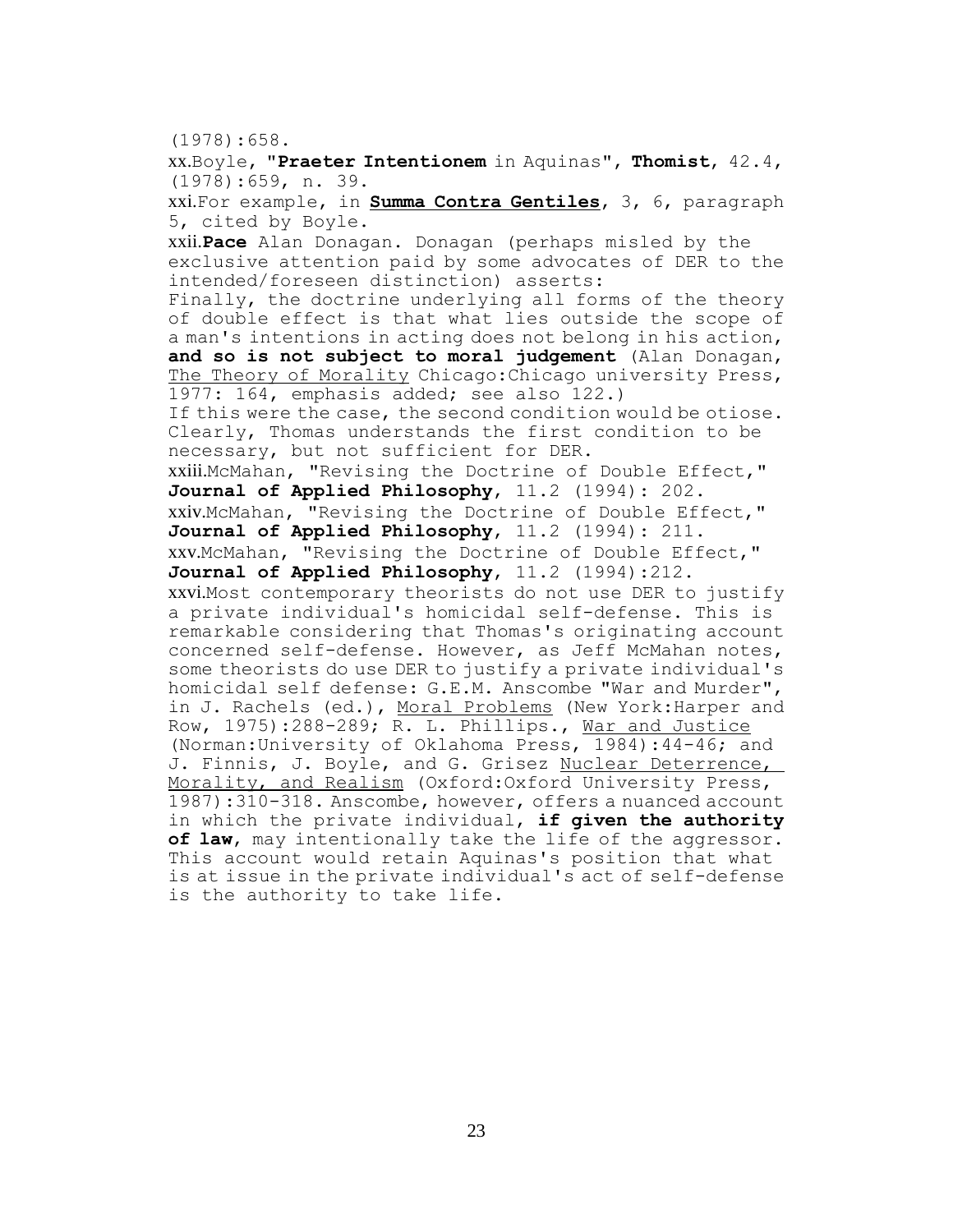(1978):658.

xx.Boyle, "**Praeter Intentionem** in Aquinas", **Thomist**, 42.4, (1978):659, n. 39.

xxi.For example, in **Summa Contra Gentiles**, 3, 6, paragraph 5, cited by Boyle.

xxii.**Pace** Alan Donagan. Donagan (perhaps misled by the exclusive attention paid by some advocates of DER to the intended/foreseen distinction) asserts:

Finally, the doctrine underlying all forms of the theory of double effect is that what lies outside the scope of a man's intentions in acting does not belong in his action, **and so is not subject to moral judgement** (Alan Donagan, The Theory of Morality Chicago:Chicago university Press, 1977: 164, emphasis added; see also 122.)

If this were the case, the second condition would be otiose. Clearly, Thomas understands the first condition to be necessary, but not sufficient for DER.

xxiii.McMahan, "Revising the Doctrine of Double Effect," **Journal of Applied Philosophy**, 11.2 (1994): 202.

xxiv.McMahan, "Revising the Doctrine of Double Effect," **Journal of Applied Philosophy**, 11.2 (1994): 211.

xxv.McMahan, "Revising the Doctrine of Double Effect," **Journal of Applied Philosophy**, 11.2 (1994):212.

xxvi.Most contemporary theorists do not use DER to justify a private individual's homicidal self-defense. This is remarkable considering that Thomas's originating account concerned self-defense. However, as Jeff McMahan notes, some theorists do use DER to justify a private individual's homicidal self defense: G.E.M. Anscombe "War and Murder", in J. Rachels (ed.), Moral Problems (New York:Harper and Row, 1975):288-289; R. L. Phillips., War and Justice (Norman:University of Oklahoma Press, 1984):44-46; and J. Finnis, J. Boyle, and G. Grisez Nuclear Deterrence, Morality, and Realism (Oxford:Oxford University Press, 1987):310-318. Anscombe, however, offers a nuanced account in which the private individual, **if given the authority of law**, may intentionally take the life of the aggressor. This account would retain Aquinas's position that what is at issue in the private individual's act of self-defense is the authority to take life.